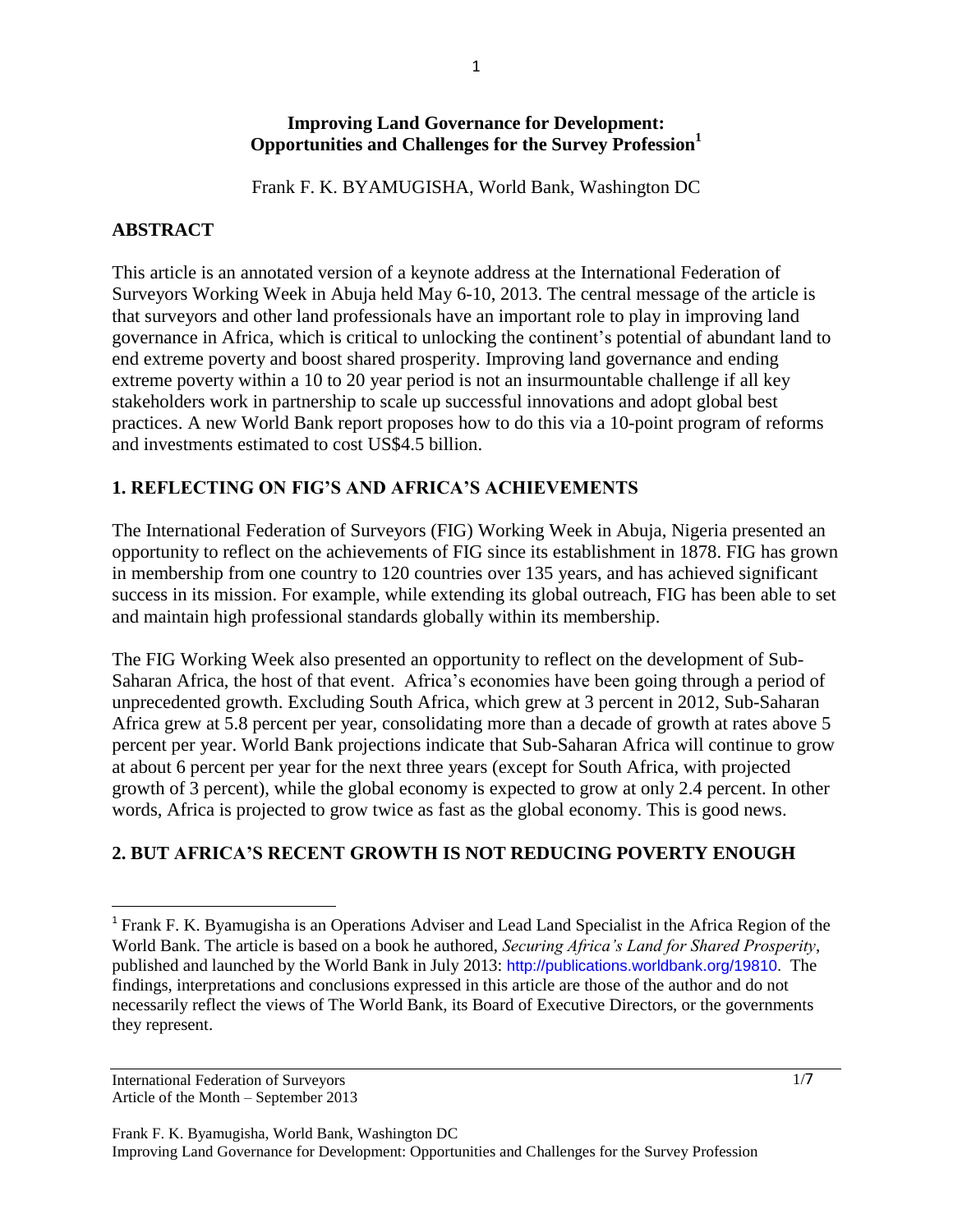# Improving Land Governance for Development: Opportunities and Challenges for the Survey Profession[1]

Frank F. K. BYAMUGISHA, World Bank, Washington DC

## ABSTRACT

This article is an annotated version of a keynote address at the International Federation of Surveyors Working Week in Abuja held May 6-10, 2013. The central message of the article is that surveyors and other land professionals have an important role to play in improving land governance in Africa, which is critical to unlocking the continent's potential of abundant land to end extreme poverty and boost shared prosperity. Improving land governance and ending extreme poverty within a 10 to 20 year period is not an insurmountable challenge if all key stakeholders work in partnership to scale up successful innovations and adopt global best practices. A new World Bank report proposes how to do this via a 10-point program of reforms and investments estimated to cost US$4.5 billion.

## 1. REFLECTING ON FIG'S AND AFRICA'S ACHIEVEMENTS

The International Federation of Surveyors (FIG) Working Week in Abuja, Nigeria presented an opportunity to reflect on the achievements of FIG since its establishment in 1878. FIG has grown in membership from one country to 120 countries over 135 years, and has achieved significant success in its mission. For example, while extending its global outreach, FIG has been able to set and maintain high professional standards globally within its membership.

The FIG Working Week also presented an opportunity to reflect on the development of Sub-Saharan Africa, the host of that event. Africa's economies have been going through a period of unprecedented growth. Excluding South Africa, which grew at 3 percent in 2012, Sub-Saharan Africa grew at 5.8 percent per year, consolidating more than a decade of growth at rates above 5 percent per year. World Bank projections indicate that Sub-Saharan Africa will continue to grow at about 6 percent per year for the next three years (except for South Africa, with projected growth of 3 percent), while the global economy is expected to grow at only 2.4 percent. In other words, Africa is projected to grow twice as fast as the global economy. This is good news.

## 2. BUT AFRICA'S RECENT GROWTH IS NOT REDUCING POVERTY ENOUGH

---

[1] Frank F. K. Byamugisha is an Operations Adviser and Lead Land Specialist in the Africa Region of the World Bank. The article is based on a book he authored, *Securing Africa's Land for Shared Prosperity*, published and launched by the World Bank in July 2013: http://publications.worldbank.org/19810. The findings, interpretations and conclusions expressed in this article are those of the author and do not necessarily reflect the views of The World Bank, its Board of Executive Directors, or the governments they represent.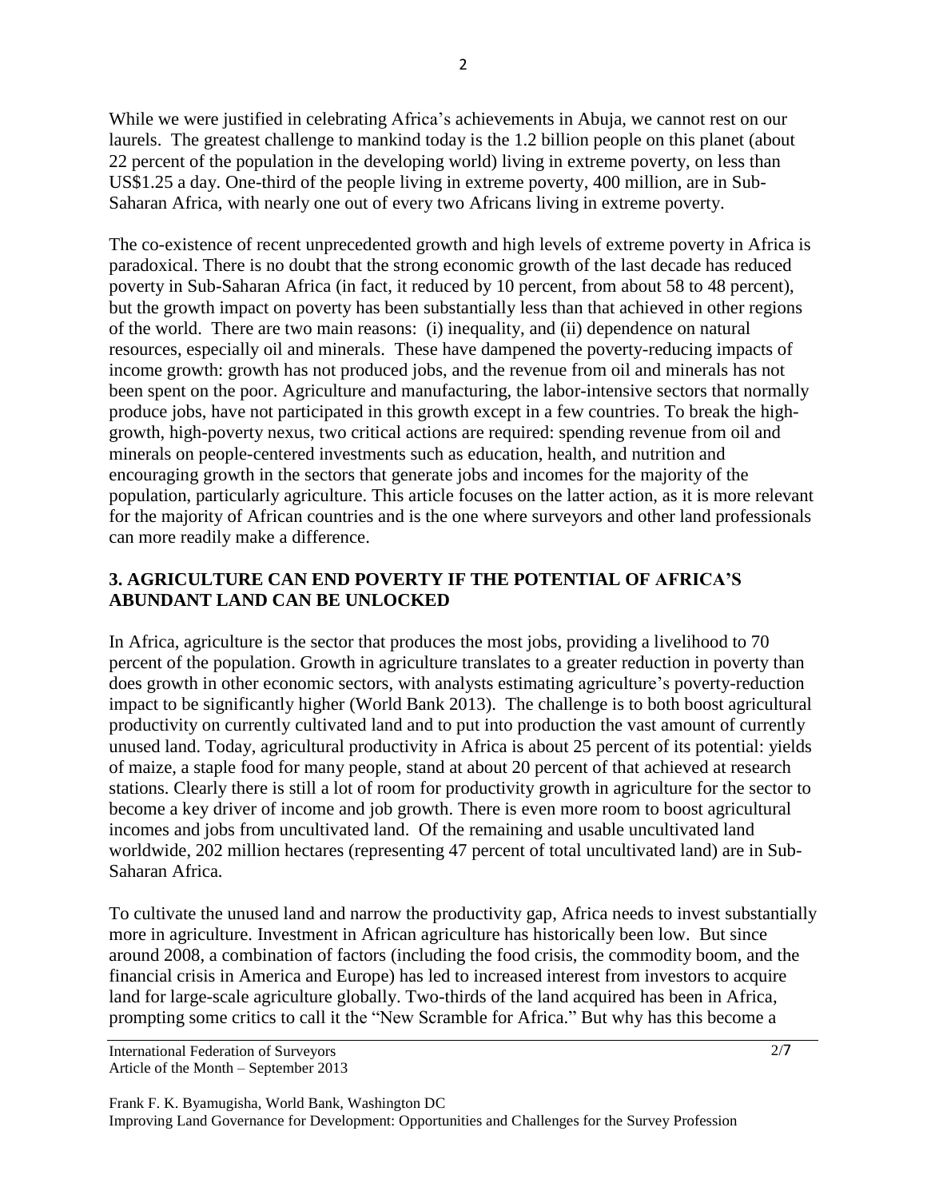While we were justified in celebrating Africa's achievements in Abuja, we cannot rest on our laurels. The greatest challenge to mankind today is the 1.2 billion people on this planet (about 22 percent of the population in the developing world) living in extreme poverty, on less than US$1.25 a day. One-third of the people living in extreme poverty, 400 million, are in Sub-Saharan Africa, with nearly one out of every two Africans living in extreme poverty.

The co-existence of recent unprecedented growth and high levels of extreme poverty in Africa is paradoxical. There is no doubt that the strong economic growth of the last decade has reduced poverty in Sub-Saharan Africa (in fact, it reduced by 10 percent, from about 58 to 48 percent), but the growth impact on poverty has been substantially less than that achieved in other regions of the world. There are two main reasons: (i) inequality, and (ii) dependence on natural resources, especially oil and minerals. These have dampened the poverty-reducing impacts of income growth: growth has not produced jobs, and the revenue from oil and minerals has not been spent on the poor. Agriculture and manufacturing, the labor-intensive sectors that normally produce jobs, have not participated in this growth except in a few countries. To break the high-growth, high-poverty nexus, two critical actions are required: spending revenue from oil and minerals on people-centered investments such as education, health, and nutrition and encouraging growth in the sectors that generate jobs and incomes for the majority of the population, particularly agriculture. This article focuses on the latter action, as it is more relevant for the majority of African countries and is the one where surveyors and other land professionals can more readily make a difference.

## 3. AGRICULTURE CAN END POVERTY IF THE POTENTIAL OF AFRICA'S ABUNDANT LAND CAN BE UNLOCKED

In Africa, agriculture is the sector that produces the most jobs, providing a livelihood to 70 percent of the population. Growth in agriculture translates to a greater reduction in poverty than does growth in other economic sectors, with analysts estimating agriculture's poverty-reduction impact to be significantly higher (World Bank 2013). The challenge is to both boost agricultural productivity on currently cultivated land and to put into production the vast amount of currently unused land. Today, agricultural productivity in Africa is about 25 percent of its potential: yields of maize, a staple food for many people, stand at about 20 percent of that achieved at research stations. Clearly there is still a lot of room for productivity growth in agriculture for the sector to become a key driver of income and job growth. There is even more room to boost agricultural incomes and jobs from uncultivated land. Of the remaining and usable uncultivated land worldwide, 202 million hectares (representing 47 percent of total uncultivated land) are in Sub-Saharan Africa.

To cultivate the unused land and narrow the productivity gap, Africa needs to invest substantially more in agriculture. Investment in African agriculture has historically been low. But since around 2008, a combination of factors (including the food crisis, the commodity boom, and the financial crisis in America and Europe) has led to increased interest from investors to acquire land for large-scale agriculture globally. Two-thirds of the land acquired has been in Africa, prompting some critics to call it the "New Scramble for Africa." But why has this become a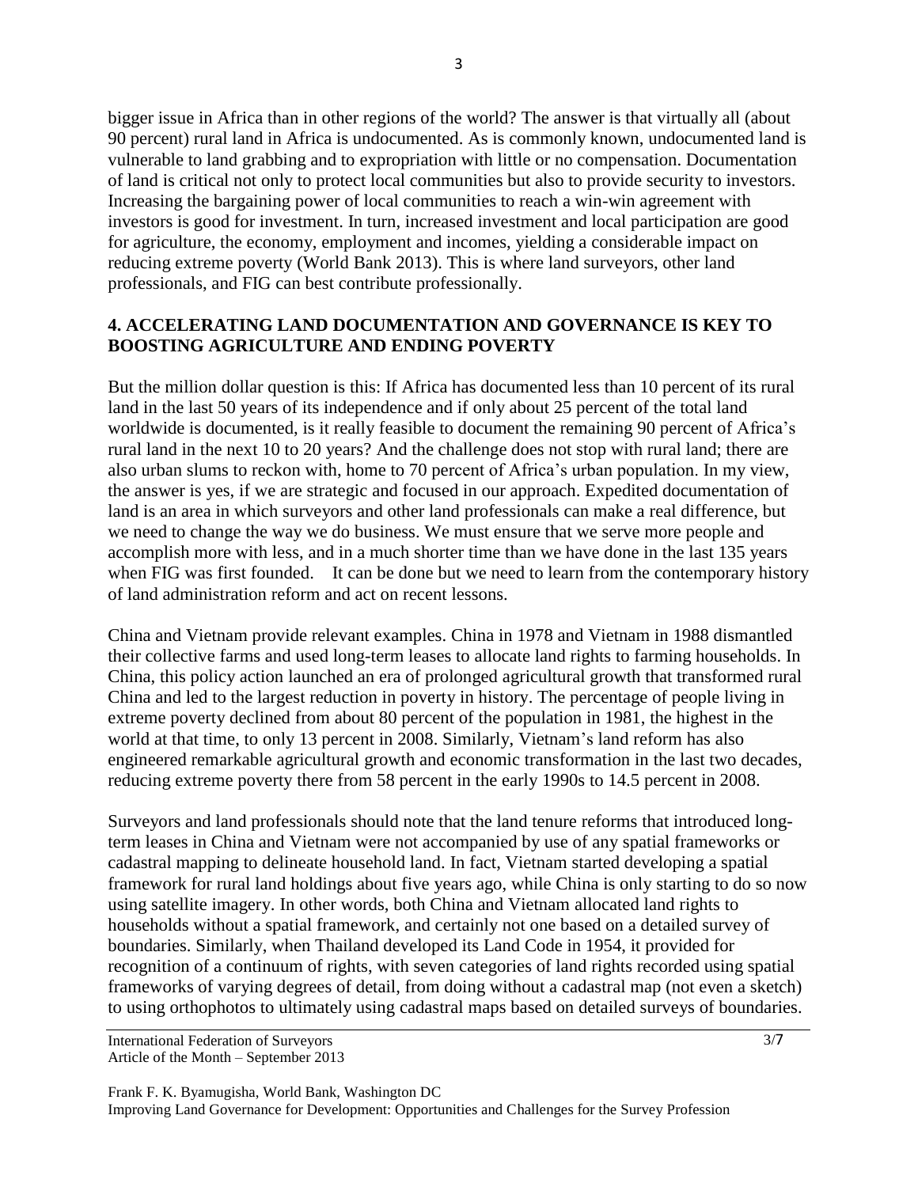bigger issue in Africa than in other regions of the world? The answer is that virtually all (about 90 percent) rural land in Africa is undocumented. As is commonly known, undocumented land is vulnerable to land grabbing and to expropriation with little or no compensation. Documentation of land is critical not only to protect local communities but also to provide security to investors. Increasing the bargaining power of local communities to reach a win-win agreement with investors is good for investment. In turn, increased investment and local participation are good for agriculture, the economy, employment and incomes, yielding a considerable impact on reducing extreme poverty (World Bank 2013). This is where land surveyors, other land professionals, and FIG can best contribute professionally.

## 4. ACCELERATING LAND DOCUMENTATION AND GOVERNANCE IS KEY TO BOOSTING AGRICULTURE AND ENDING POVERTY

But the million dollar question is this: If Africa has documented less than 10 percent of its rural land in the last 50 years of its independence and if only about 25 percent of the total land worldwide is documented, is it really feasible to document the remaining 90 percent of Africa's rural land in the next 10 to 20 years? And the challenge does not stop with rural land; there are also urban slums to reckon with, home to 70 percent of Africa's urban population. In my view, the answer is yes, if we are strategic and focused in our approach. Expedited documentation of land is an area in which surveyors and other land professionals can make a real difference, but we need to change the way we do business. We must ensure that we serve more people and accomplish more with less, and in a much shorter time than we have done in the last 135 years when FIG was first founded. It can be done but we need to learn from the contemporary history of land administration reform and act on recent lessons.

China and Vietnam provide relevant examples. China in 1978 and Vietnam in 1988 dismantled their collective farms and used long-term leases to allocate land rights to farming households. In China, this policy action launched an era of prolonged agricultural growth that transformed rural China and led to the largest reduction in poverty in history. The percentage of people living in extreme poverty declined from about 80 percent of the population in 1981, the highest in the world at that time, to only 13 percent in 2008. Similarly, Vietnam's land reform has also engineered remarkable agricultural growth and economic transformation in the last two decades, reducing extreme poverty there from 58 percent in the early 1990s to 14.5 percent in 2008.

Surveyors and land professionals should note that the land tenure reforms that introduced long-term leases in China and Vietnam were not accompanied by use of any spatial frameworks or cadastral mapping to delineate household land. In fact, Vietnam started developing a spatial framework for rural land holdings about five years ago, while China is only starting to do so now using satellite imagery. In other words, both China and Vietnam allocated land rights to households without a spatial framework, and certainly not one based on a detailed survey of boundaries. Similarly, when Thailand developed its Land Code in 1954, it provided for recognition of a continuum of rights, with seven categories of land rights recorded using spatial frameworks of varying degrees of detail, from doing without a cadastral map (not even a sketch) to using orthophotos to ultimately using cadastral maps based on detailed surveys of boundaries.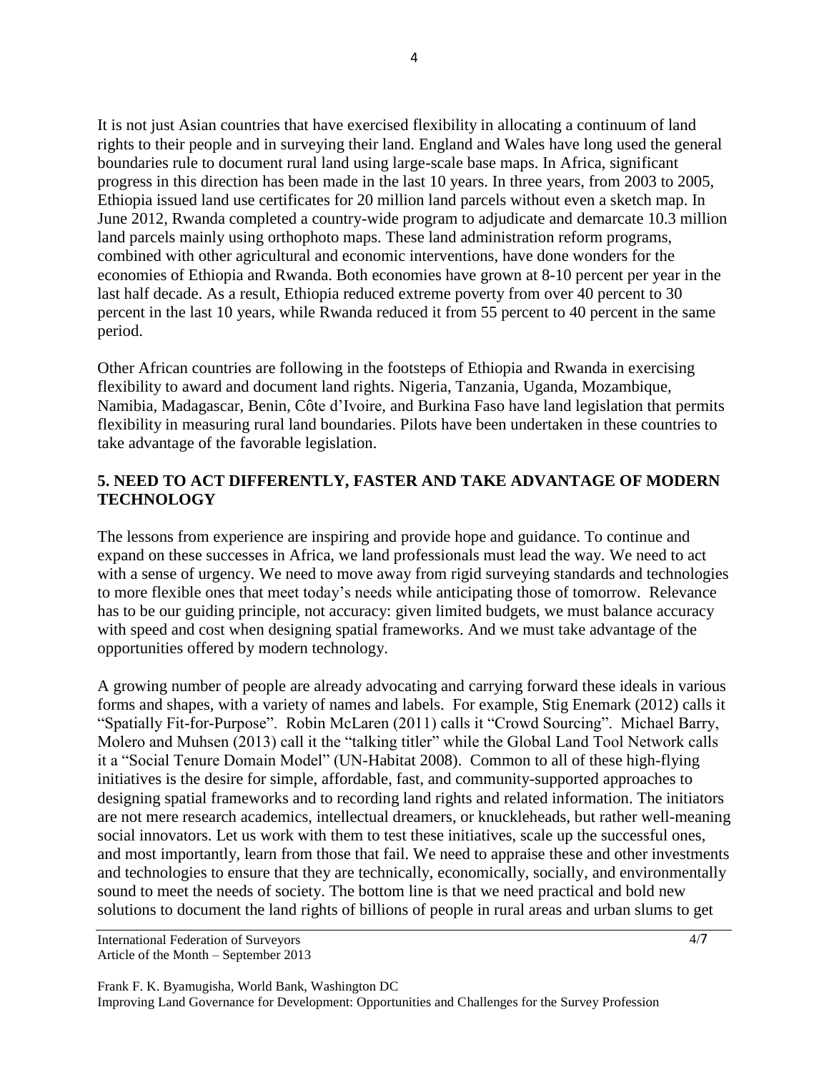It is not just Asian countries that have exercised flexibility in allocating a continuum of land rights to their people and in surveying their land. England and Wales have long used the general boundaries rule to document rural land using large-scale base maps. In Africa, significant progress in this direction has been made in the last 10 years. In three years, from 2003 to 2005, Ethiopia issued land use certificates for 20 million land parcels without even a sketch map. In June 2012, Rwanda completed a country-wide program to adjudicate and demarcate 10.3 million land parcels mainly using orthophoto maps. These land administration reform programs, combined with other agricultural and economic interventions, have done wonders for the economies of Ethiopia and Rwanda. Both economies have grown at 8-10 percent per year in the last half decade. As a result, Ethiopia reduced extreme poverty from over 40 percent to 30 percent in the last 10 years, while Rwanda reduced it from 55 percent to 40 percent in the same period.

Other African countries are following in the footsteps of Ethiopia and Rwanda in exercising flexibility to award and document land rights. Nigeria, Tanzania, Uganda, Mozambique, Namibia, Madagascar, Benin, Côte d'Ivoire, and Burkina Faso have land legislation that permits flexibility in measuring rural land boundaries. Pilots have been undertaken in these countries to take advantage of the favorable legislation.

## 5. NEED TO ACT DIFFERENTLY, FASTER AND TAKE ADVANTAGE OF MODERN TECHNOLOGY

The lessons from experience are inspiring and provide hope and guidance. To continue and expand on these successes in Africa, we land professionals must lead the way. We need to act with a sense of urgency. We need to move away from rigid surveying standards and technologies to more flexible ones that meet today's needs while anticipating those of tomorrow. Relevance has to be our guiding principle, not accuracy: given limited budgets, we must balance accuracy with speed and cost when designing spatial frameworks. And we must take advantage of the opportunities offered by modern technology.

A growing number of people are already advocating and carrying forward these ideals in various forms and shapes, with a variety of names and labels. For example, Stig Enemark (2012) calls it "Spatially Fit-for-Purpose". Robin McLaren (2011) calls it "Crowd Sourcing". Michael Barry, Molero and Muhsen (2013) call it the "talking titler" while the Global Land Tool Network calls it a "Social Tenure Domain Model" (UN-Habitat 2008). Common to all of these high-flying initiatives is the desire for simple, affordable, fast, and community-supported approaches to designing spatial frameworks and to recording land rights and related information. The initiators are not mere research academics, intellectual dreamers, or knuckleheads, but rather well-meaning social innovators. Let us work with them to test these initiatives, scale up the successful ones, and most importantly, learn from those that fail. We need to appraise these and other investments and technologies to ensure that they are technically, economically, socially, and environmentally sound to meet the needs of society. The bottom line is that we need practical and bold new solutions to document the land rights of billions of people in rural areas and urban slums to get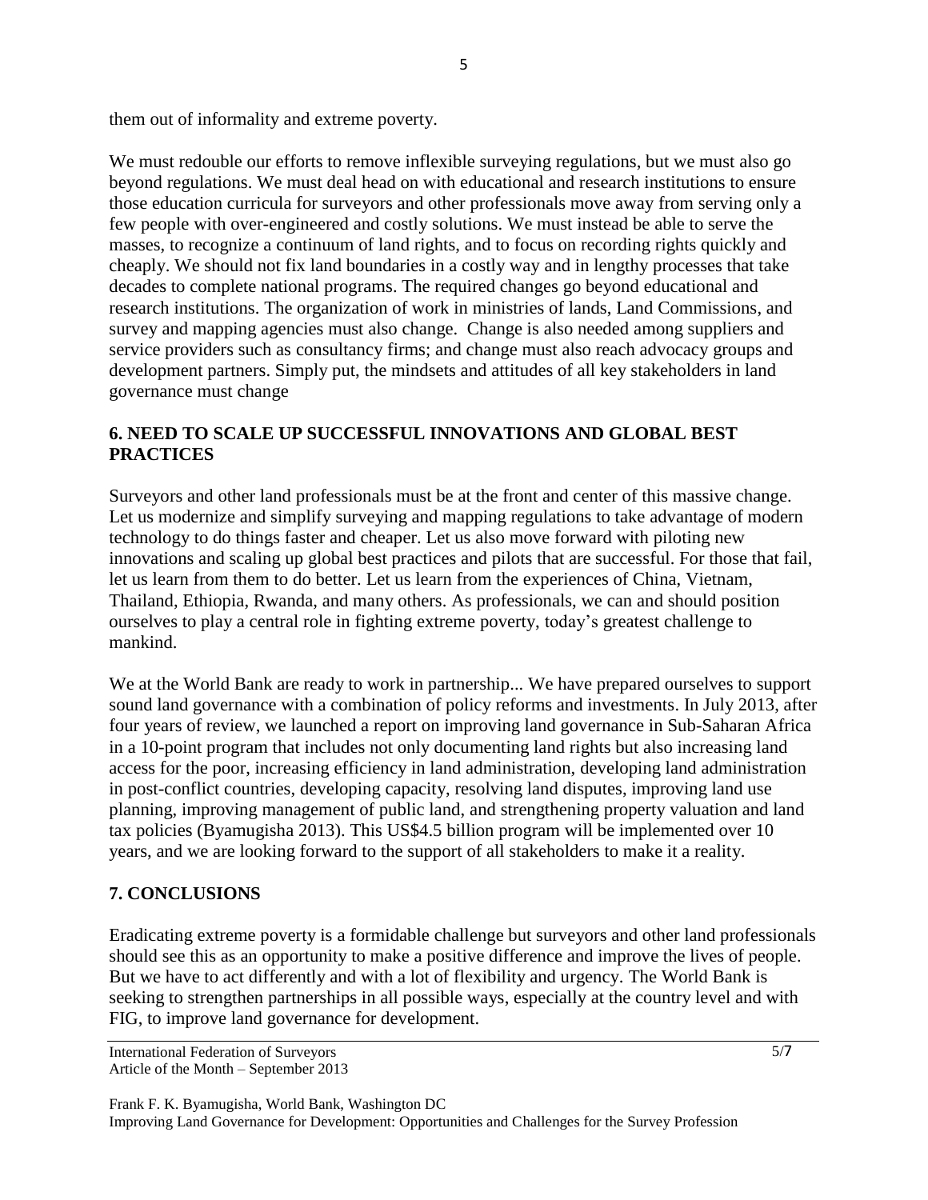them out of informality and extreme poverty.

We must redouble our efforts to remove inflexible surveying regulations, but we must also go beyond regulations. We must deal head on with educational and research institutions to ensure those education curricula for surveyors and other professionals move away from serving only a few people with over-engineered and costly solutions. We must instead be able to serve the masses, to recognize a continuum of land rights, and to focus on recording rights quickly and cheaply. We should not fix land boundaries in a costly way and in lengthy processes that take decades to complete national programs. The required changes go beyond educational and research institutions. The organization of work in ministries of lands, Land Commissions, and survey and mapping agencies must also change. Change is also needed among suppliers and service providers such as consultancy firms; and change must also reach advocacy groups and development partners. Simply put, the mindsets and attitudes of all key stakeholders in land governance must change

## 6. NEED TO SCALE UP SUCCESSFUL INNOVATIONS AND GLOBAL BEST PRACTICES

Surveyors and other land professionals must be at the front and center of this massive change. Let us modernize and simplify surveying and mapping regulations to take advantage of modern technology to do things faster and cheaper. Let us also move forward with piloting new innovations and scaling up global best practices and pilots that are successful. For those that fail, let us learn from them to do better. Let us learn from the experiences of China, Vietnam, Thailand, Ethiopia, Rwanda, and many others. As professionals, we can and should position ourselves to play a central role in fighting extreme poverty, today's greatest challenge to mankind.

We at the World Bank are ready to work in partnership... We have prepared ourselves to support sound land governance with a combination of policy reforms and investments. In July 2013, after four years of review, we launched a report on improving land governance in Sub-Saharan Africa in a 10-point program that includes not only documenting land rights but also increasing land access for the poor, increasing efficiency in land administration, developing land administration in post-conflict countries, developing capacity, resolving land disputes, improving land use planning, improving management of public land, and strengthening property valuation and land tax policies (Byamugisha 2013). This US$4.5 billion program will be implemented over 10 years, and we are looking forward to the support of all stakeholders to make it a reality.

## 7. CONCLUSIONS

Eradicating extreme poverty is a formidable challenge but surveyors and other land professionals should see this as an opportunity to make a positive difference and improve the lives of people. But we have to act differently and with a lot of flexibility and urgency. The World Bank is seeking to strengthen partnerships in all possible ways, especially at the country level and with FIG, to improve land governance for development.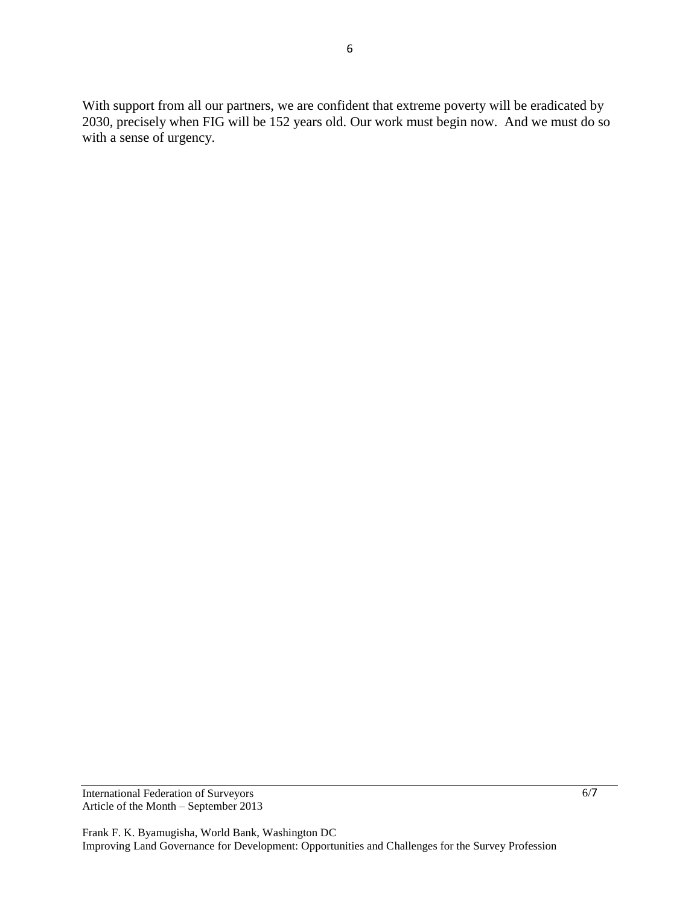With support from all our partners, we are confident that extreme poverty will be eradicated by 2030, precisely when FIG will be 152 years old. Our work must begin now. And we must do so with a sense of urgency.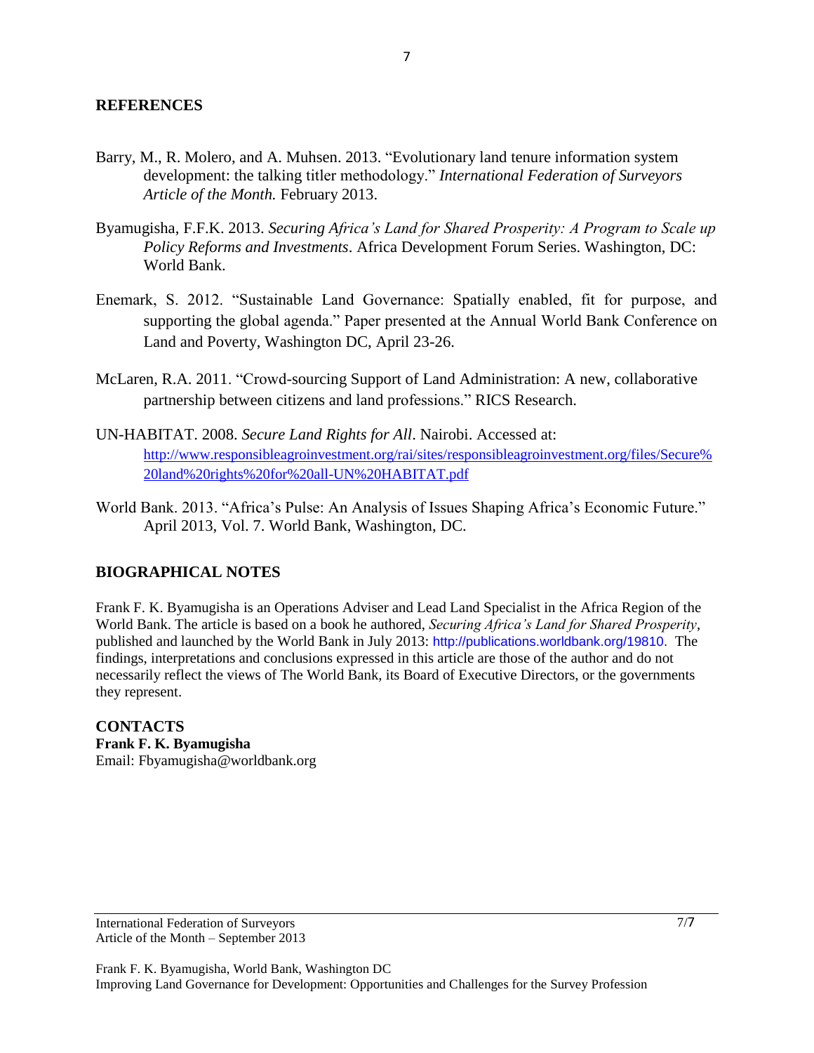## REFERENCES

Barry, M., R. Molero, and A. Muhsen. 2013. "Evolutionary land tenure information system development: the talking titler methodology." *International Federation of Surveyors Article of the Month.* February 2013.

Byamugisha, F.F.K. 2013. *Securing Africa's Land for Shared Prosperity: A Program to Scale up Policy Reforms and Investments*. Africa Development Forum Series. Washington, DC: World Bank.

Enemark, S. 2012. "Sustainable Land Governance: Spatially enabled, fit for purpose, and supporting the global agenda." Paper presented at the Annual World Bank Conference on Land and Poverty, Washington DC, April 23-26.

McLaren, R.A. 2011. "Crowd-sourcing Support of Land Administration: A new, collaborative partnership between citizens and land professions." RICS Research.

UN-HABITAT. 2008. *Secure Land Rights for All*. Nairobi. Accessed at: http://www.responsibleagroinvestment.org/rai/sites/responsibleagroinvestment.org/files/Secure%20land%20rights%20for%20all-UN%20HABITAT.pdf

World Bank. 2013. "Africa's Pulse: An Analysis of Issues Shaping Africa's Economic Future." April 2013, Vol. 7. World Bank, Washington, DC.

## BIOGRAPHICAL NOTES

Frank F. K. Byamugisha is an Operations Adviser and Lead Land Specialist in the Africa Region of the World Bank. The article is based on a book he authored, *Securing Africa's Land for Shared Prosperity*, published and launched by the World Bank in July 2013: http://publications.worldbank.org/19810. The findings, interpretations and conclusions expressed in this article are those of the author and do not necessarily reflect the views of The World Bank, its Board of Executive Directors, or the governments they represent.

## CONTACTS

**Frank F. K. Byamugisha**
Email: Fbyamugisha@worldbank.org